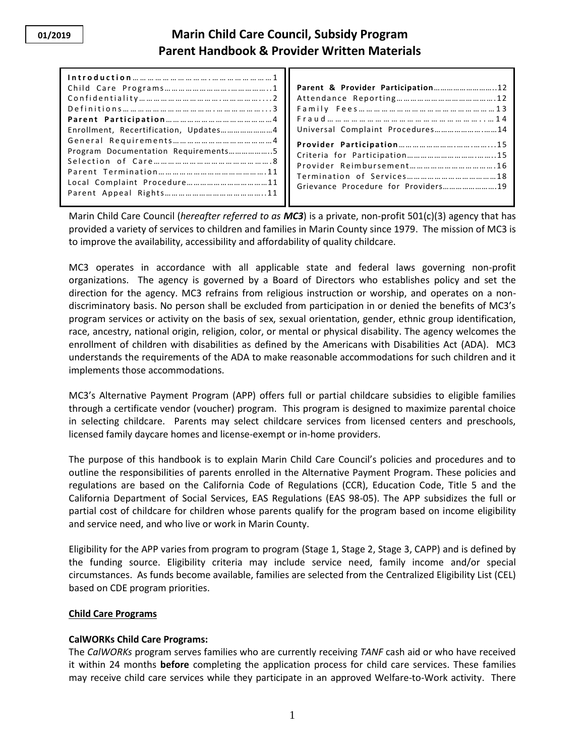01/2019

# Marin Child Care Council, Subsidy Program
# Parent Handbook & Provider Written Materials

| | |
|---|---|
| **Introduction** …… 1 | **Parent & Provider Participation** …… 12 |
| Child Care Programs …… 1 | Attendance Reporting …… 12 |
| Confidentiality …… 2 | Family Fees …… 13 |
| Definitions …… 3 | Fraud …… 14 |
| **Parent Participation** …… 4 | Universal Complaint Procedures …… 14 |
| Enrollment, Recertification, Updates …… 4 | **Provider Participation** …… 15 |
| General Requirements …… 4 | Criteria for Participation …… 15 |
| Program Documentation Requirements …… 5 | Provider Reimbursement …… 16 |
| Selection of Care …… 8 | Termination of Services …… 18 |
| Parent Termination …… 11 | Grievance Procedure for Providers …… 19 |
| Local Complaint Procedure …… 11 | |
| Parent Appeal Rights …… 11 | |

Marin Child Care Council (*hereafter referred to as **MC3***) is a private, non-profit 501(c)(3) agency that has provided a variety of services to children and families in Marin County since 1979. The mission of MC3 is to improve the availability, accessibility and affordability of quality childcare.

MC3 operates in accordance with all applicable state and federal laws governing non-profit organizations. The agency is governed by a Board of Directors who establishes policy and set the direction for the agency. MC3 refrains from religious instruction or worship, and operates on a non-discriminatory basis. No person shall be excluded from participation in or denied the benefits of MC3's program services or activity on the basis of sex, sexual orientation, gender, ethnic group identification, race, ancestry, national origin, religion, color, or mental or physical disability. The agency welcomes the enrollment of children with disabilities as defined by the Americans with Disabilities Act (ADA). MC3 understands the requirements of the ADA to make reasonable accommodations for such children and it implements those accommodations.

MC3's Alternative Payment Program (APP) offers full or partial childcare subsidies to eligible families through a certificate vendor (voucher) program. This program is designed to maximize parental choice in selecting childcare. Parents may select childcare services from licensed centers and preschools, licensed family daycare homes and license-exempt or in-home providers.

The purpose of this handbook is to explain Marin Child Care Council's policies and procedures and to outline the responsibilities of parents enrolled in the Alternative Payment Program. These policies and regulations are based on the California Code of Regulations (CCR), Education Code, Title 5 and the California Department of Social Services, EAS Regulations (EAS 98-05). The APP subsidizes the full or partial cost of childcare for children whose parents qualify for the program based on income eligibility and service need, and who live or work in Marin County.

Eligibility for the APP varies from program to program (Stage 1, Stage 2, Stage 3, CAPP) and is defined by the funding source. Eligibility criteria may include service need, family income and/or special circumstances. As funds become available, families are selected from the Centralized Eligibility List (CEL) based on CDE program priorities.

## Child Care Programs

### CalWORKs Child Care Programs:

The *CalWORKs* program serves families who are currently receiving *TANF* cash aid or who have received it within 24 months **before** completing the application process for child care services. These families may receive child care services while they participate in an approved Welfare-to-Work activity. There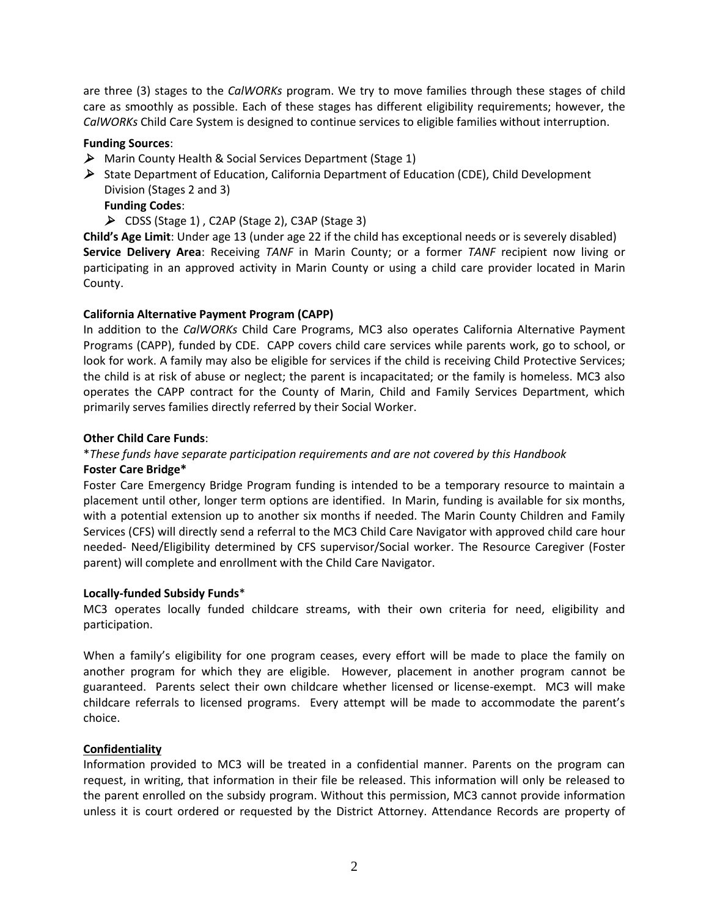are three (3) stages to the *CalWORKs* program. We try to move families through these stages of child care as smoothly as possible. Each of these stages has different eligibility requirements; however, the *CalWORKs* Child Care System is designed to continue services to eligible families without interruption.

**Funding Sources**:

- Marin County Health & Social Services Department (Stage 1)
- State Department of Education, California Department of Education (CDE), Child Development Division (Stages 2 and 3)

  **Funding Codes**:

  - CDSS (Stage 1) , C2AP (Stage 2), C3AP (Stage 3)

**Child's Age Limit**: Under age 13 (under age 22 if the child has exceptional needs or is severely disabled)
**Service Delivery Area**: Receiving *TANF* in Marin County; or a former *TANF* recipient now living or participating in an approved activity in Marin County or using a child care provider located in Marin County.

**California Alternative Payment Program (CAPP)**

In addition to the *CalWORKs* Child Care Programs, MC3 also operates California Alternative Payment Programs (CAPP), funded by CDE. CAPP covers child care services while parents work, go to school, or look for work. A family may also be eligible for services if the child is receiving Child Protective Services; the child is at risk of abuse or neglect; the parent is incapacitated; or the family is homeless. MC3 also operates the CAPP contract for the County of Marin, Child and Family Services Department, which primarily serves families directly referred by their Social Worker.

**Other Child Care Funds**:

**These funds have separate participation requirements and are not covered by this Handbook*

**Foster Care Bridge***

Foster Care Emergency Bridge Program funding is intended to be a temporary resource to maintain a placement until other, longer term options are identified. In Marin, funding is available for six months, with a potential extension up to another six months if needed. The Marin County Children and Family Services (CFS) will directly send a referral to the MC3 Child Care Navigator with approved child care hour needed- Need/Eligibility determined by CFS supervisor/Social worker. The Resource Caregiver (Foster parent) will complete and enrollment with the Child Care Navigator.

**Locally-funded Subsidy Funds***

MC3 operates locally funded childcare streams, with their own criteria for need, eligibility and participation.

When a family's eligibility for one program ceases, every effort will be made to place the family on another program for which they are eligible. However, placement in another program cannot be guaranteed. Parents select their own childcare whether licensed or license-exempt. MC3 will make childcare referrals to licensed programs. Every attempt will be made to accommodate the parent's choice.

**Confidentiality**

Information provided to MC3 will be treated in a confidential manner. Parents on the program can request, in writing, that information in their file be released. This information will only be released to the parent enrolled on the subsidy program. Without this permission, MC3 cannot provide information unless it is court ordered or requested by the District Attorney. Attendance Records are property of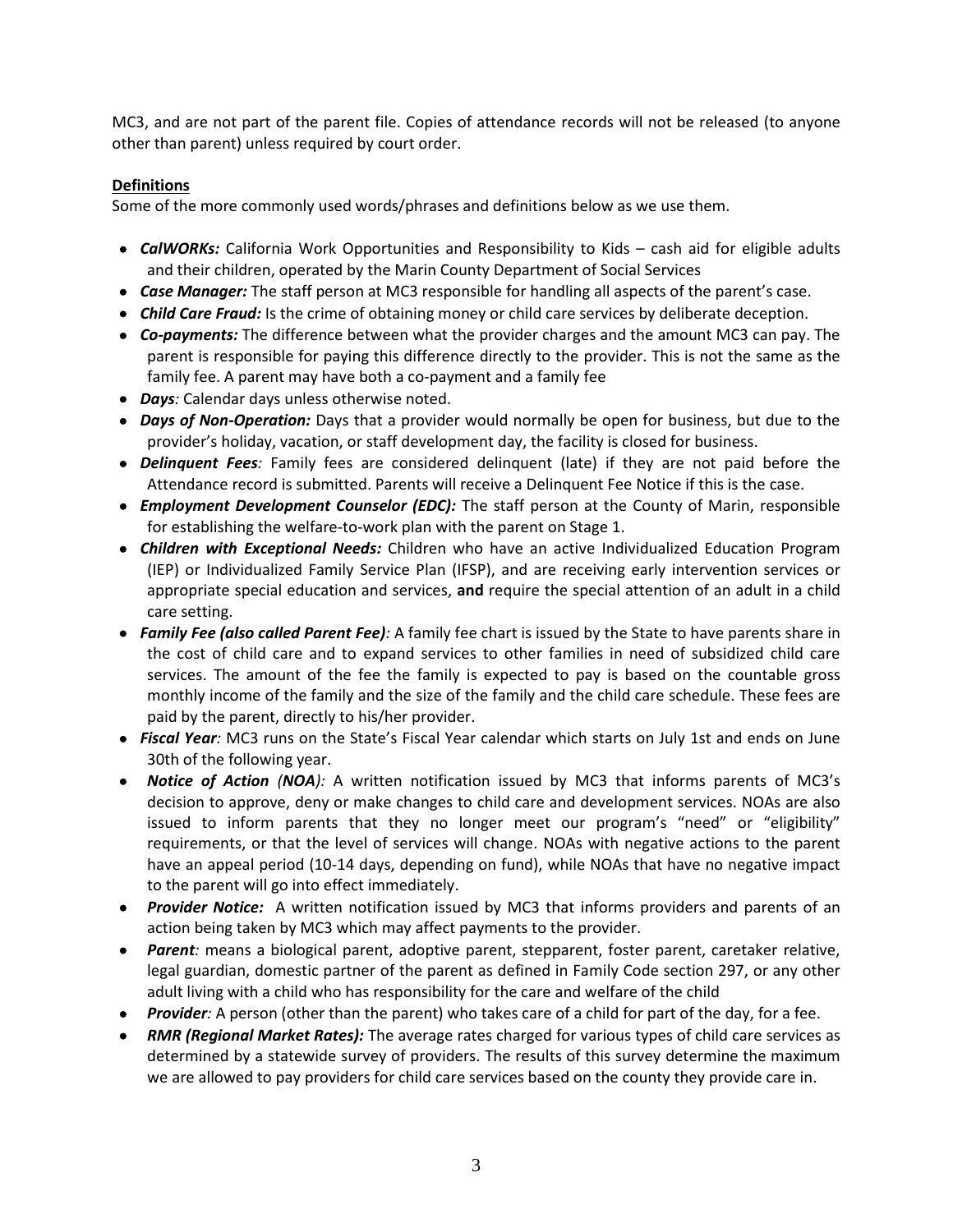MC3, and are not part of the parent file. Copies of attendance records will not be released (to anyone other than parent) unless required by court order.

**Definitions**

Some of the more commonly used words/phrases and definitions below as we use them.

- ***CalWORKs:*** California Work Opportunities and Responsibility to Kids – cash aid for eligible adults and their children, operated by the Marin County Department of Social Services
- ***Case Manager:*** The staff person at MC3 responsible for handling all aspects of the parent's case.
- ***Child Care Fraud:*** Is the crime of obtaining money or child care services by deliberate deception.
- ***Co-payments:*** The difference between what the provider charges and the amount MC3 can pay. The parent is responsible for paying this difference directly to the provider. This is not the same as the family fee. A parent may have both a co-payment and a family fee
- ***Days**:* Calendar days unless otherwise noted.
- ***Days of Non-Operation:*** Days that a provider would normally be open for business, but due to the provider's holiday, vacation, or staff development day, the facility is closed for business.
- ***Delinquent Fees**:* Family fees are considered delinquent (late) if they are not paid before the Attendance record is submitted. Parents will receive a Delinquent Fee Notice if this is the case.
- ***Employment Development Counselor (EDC):*** The staff person at the County of Marin, responsible for establishing the welfare-to-work plan with the parent on Stage 1.
- ***Children with Exceptional Needs:*** Children who have an active Individualized Education Program (IEP) or Individualized Family Service Plan (IFSP), and are receiving early intervention services or appropriate special education and services, **and** require the special attention of an adult in a child care setting.
- ***Family Fee (also called Parent Fee)**:* A family fee chart is issued by the State to have parents share in the cost of child care and to expand services to other families in need of subsidized child care services. The amount of the fee the family is expected to pay is based on the countable gross monthly income of the family and the size of the family and the child care schedule. These fees are paid by the parent, directly to his/her provider.
- ***Fiscal Year**:* MC3 runs on the State's Fiscal Year calendar which starts on July 1st and ends on June 30th of the following year.
- ***Notice of Action** (**NOA**):* A written notification issued by MC3 that informs parents of MC3's decision to approve, deny or make changes to child care and development services. NOAs are also issued to inform parents that they no longer meet our program's "need" or "eligibility" requirements, or that the level of services will change. NOAs with negative actions to the parent have an appeal period (10-14 days, depending on fund), while NOAs that have no negative impact to the parent will go into effect immediately.
- ***Provider Notice:*** A written notification issued by MC3 that informs providers and parents of an action being taken by MC3 which may affect payments to the provider.
- ***Parent**:* means a biological parent, adoptive parent, stepparent, foster parent, caretaker relative, legal guardian, domestic partner of the parent as defined in Family Code section 297, or any other adult living with a child who has responsibility for the care and welfare of the child
- ***Provider**:* A person (other than the parent) who takes care of a child for part of the day, for a fee.
- ***RMR (Regional Market Rates):*** The average rates charged for various types of child care services as determined by a statewide survey of providers. The results of this survey determine the maximum we are allowed to pay providers for child care services based on the county they provide care in.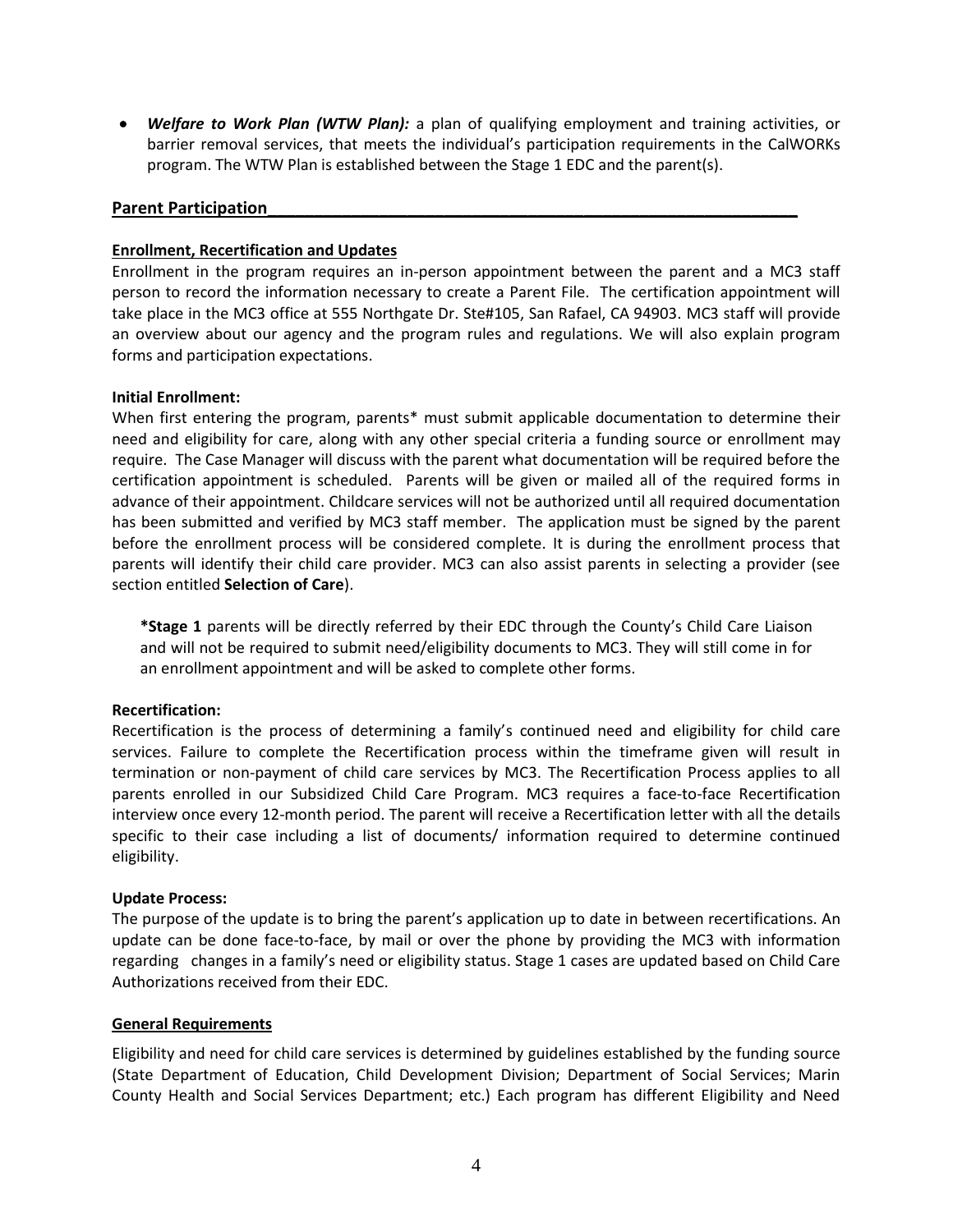- ***Welfare to Work Plan (WTW Plan):*** a plan of qualifying employment and training activities, or barrier removal services, that meets the individual's participation requirements in the CalWORKs program. The WTW Plan is established between the Stage 1 EDC and the parent(s).

## Parent Participation

### Enrollment, Recertification and Updates

Enrollment in the program requires an in-person appointment between the parent and a MC3 staff person to record the information necessary to create a Parent File. The certification appointment will take place in the MC3 office at 555 Northgate Dr. Ste#105, San Rafael, CA 94903. MC3 staff will provide an overview about our agency and the program rules and regulations. We will also explain program forms and participation expectations.

**Initial Enrollment:**

When first entering the program, parents* must submit applicable documentation to determine their need and eligibility for care, along with any other special criteria a funding source or enrollment may require. The Case Manager will discuss with the parent what documentation will be required before the certification appointment is scheduled. Parents will be given or mailed all of the required forms in advance of their appointment. Childcare services will not be authorized until all required documentation has been submitted and verified by MC3 staff member. The application must be signed by the parent before the enrollment process will be considered complete. It is during the enrollment process that parents will identify their child care provider. MC3 can also assist parents in selecting a provider (see section entitled **Selection of Care**).

> ***Stage 1** parents will be directly referred by their EDC through the County's Child Care Liaison and will not be required to submit need/eligibility documents to MC3. They will still come in for an enrollment appointment and will be asked to complete other forms.

**Recertification:**

Recertification is the process of determining a family's continued need and eligibility for child care services. Failure to complete the Recertification process within the timeframe given will result in termination or non-payment of child care services by MC3. The Recertification Process applies to all parents enrolled in our Subsidized Child Care Program. MC3 requires a face-to-face Recertification interview once every 12-month period. The parent will receive a Recertification letter with all the details specific to their case including a list of documents/ information required to determine continued eligibility.

**Update Process:**

The purpose of the update is to bring the parent's application up to date in between recertifications. An update can be done face-to-face, by mail or over the phone by providing the MC3 with information regarding changes in a family's need or eligibility status. Stage 1 cases are updated based on Child Care Authorizations received from their EDC.

### General Requirements

Eligibility and need for child care services is determined by guidelines established by the funding source (State Department of Education, Child Development Division; Department of Social Services; Marin County Health and Social Services Department; etc.) Each program has different Eligibility and Need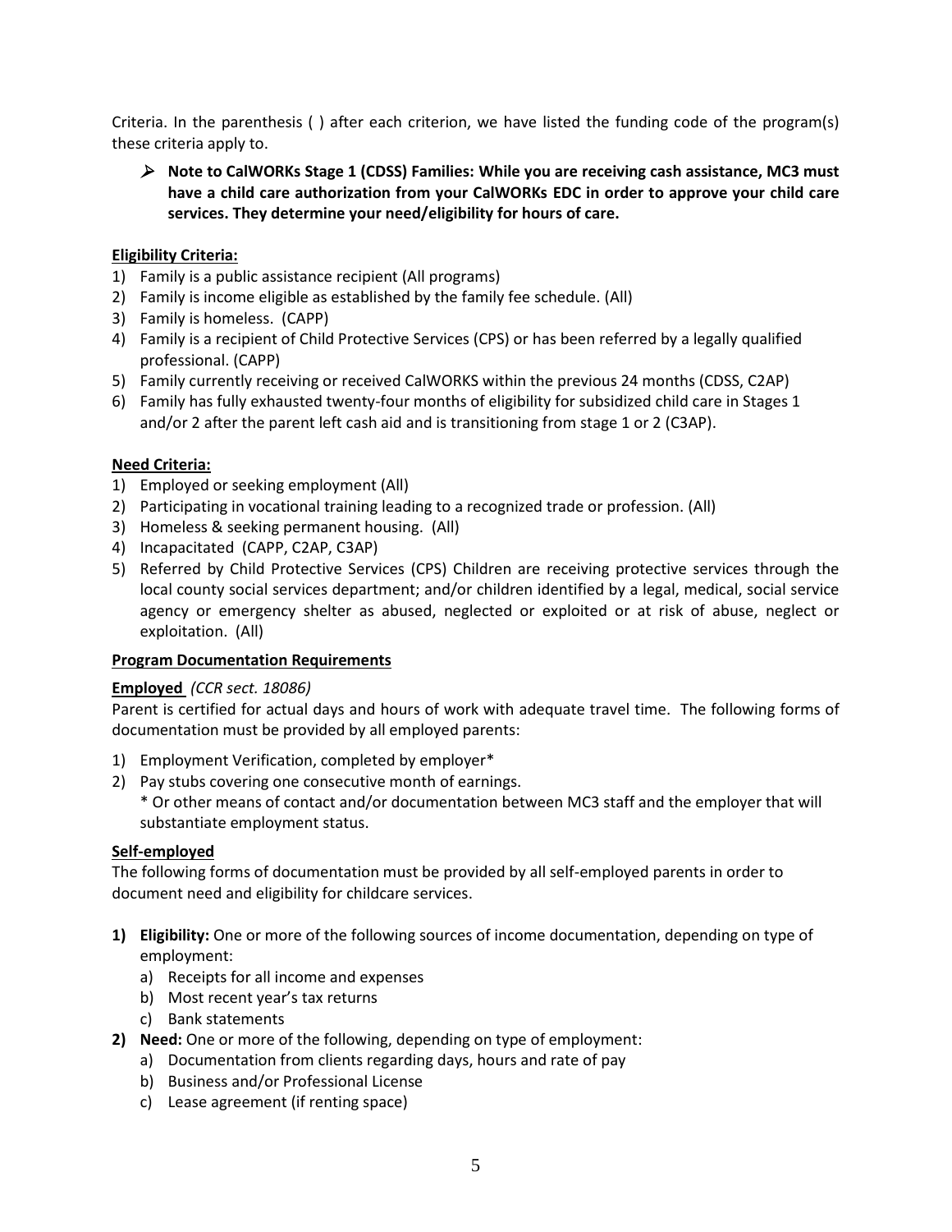Criteria. In the parenthesis ( ) after each criterion, we have listed the funding code of the program(s) these criteria apply to.

- **Note to CalWORKs Stage 1 (CDSS) Families: While you are receiving cash assistance, MC3 must have a child care authorization from your CalWORKs EDC in order to approve your child care services. They determine your need/eligibility for hours of care.**

**Eligibility Criteria:**

1) Family is a public assistance recipient (All programs)
2) Family is income eligible as established by the family fee schedule. (All)
3) Family is homeless. (CAPP)
4) Family is a recipient of Child Protective Services (CPS) or has been referred by a legally qualified professional. (CAPP)
5) Family currently receiving or received CalWORKS within the previous 24 months (CDSS, C2AP)
6) Family has fully exhausted twenty-four months of eligibility for subsidized child care in Stages 1 and/or 2 after the parent left cash aid and is transitioning from stage 1 or 2 (C3AP).

**Need Criteria:**

1) Employed or seeking employment (All)
2) Participating in vocational training leading to a recognized trade or profession. (All)
3) Homeless & seeking permanent housing. (All)
4) Incapacitated (CAPP, C2AP, C3AP)
5) Referred by Child Protective Services (CPS) Children are receiving protective services through the local county social services department; and/or children identified by a legal, medical, social service agency or emergency shelter as abused, neglected or exploited or at risk of abuse, neglect or exploitation. (All)

**Program Documentation Requirements**

**Employed** *(CCR sect. 18086)*

Parent is certified for actual days and hours of work with adequate travel time. The following forms of documentation must be provided by all employed parents:

1) Employment Verification, completed by employer*
2) Pay stubs covering one consecutive month of earnings.

   * Or other means of contact and/or documentation between MC3 staff and the employer that will substantiate employment status.

**Self-employed**

The following forms of documentation must be provided by all self-employed parents in order to document need and eligibility for childcare services.

1) **Eligibility:** One or more of the following sources of income documentation, depending on type of employment:
   a) Receipts for all income and expenses
   b) Most recent year's tax returns
   c) Bank statements
2) **Need:** One or more of the following, depending on type of employment:
   a) Documentation from clients regarding days, hours and rate of pay
   b) Business and/or Professional License
   c) Lease agreement (if renting space)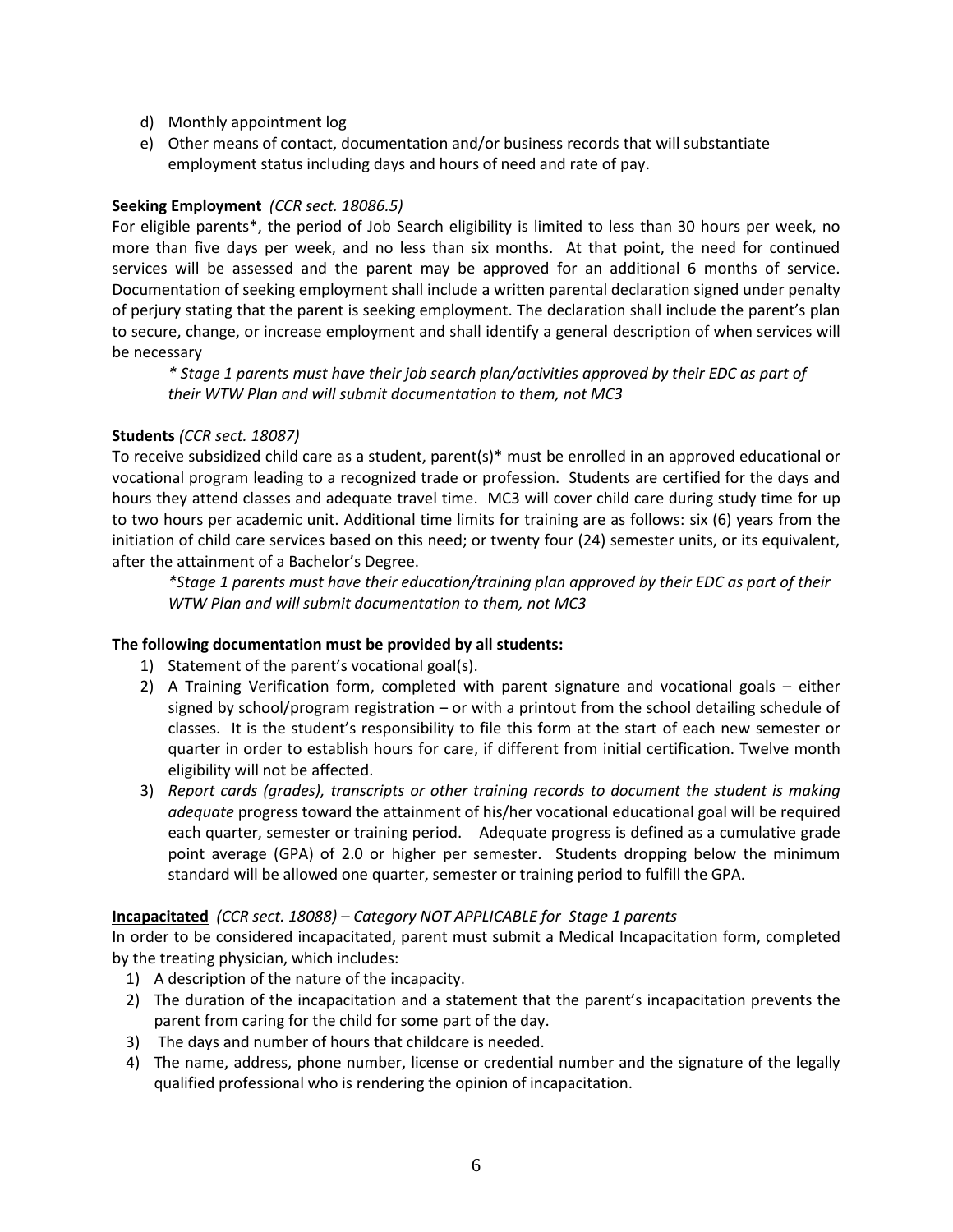d) Monthly appointment log
e) Other means of contact, documentation and/or business records that will substantiate employment status including days and hours of need and rate of pay.

**Seeking Employment** *(CCR sect. 18086.5)*

For eligible parents*, the period of Job Search eligibility is limited to less than 30 hours per week, no more than five days per week, and no less than six months. At that point, the need for continued services will be assessed and the parent may be approved for an additional 6 months of service. Documentation of seeking employment shall include a written parental declaration signed under penalty of perjury stating that the parent is seeking employment. The declaration shall include the parent's plan to secure, change, or increase employment and shall identify a general description of when services will be necessary

> *\* Stage 1 parents must have their job search plan/activities approved by their EDC as part of their WTW Plan and will submit documentation to them, not MC3*

**<u>Students</u>** *(CCR sect. 18087)*

To receive subsidized child care as a student, parent(s)* must be enrolled in an approved educational or vocational program leading to a recognized trade or profession. Students are certified for the days and hours they attend classes and adequate travel time. MC3 will cover child care during study time for up to two hours per academic unit. Additional time limits for training are as follows: six (6) years from the initiation of child care services based on this need; or twenty four (24) semester units, or its equivalent, after the attainment of a Bachelor's Degree.

> *\*Stage 1 parents must have their education/training plan approved by their EDC as part of their WTW Plan and will submit documentation to them, not MC3*

**The following documentation must be provided by all students:**

1) Statement of the parent's vocational goal(s).
2) A Training Verification form, completed with parent signature and vocational goals – either signed by school/program registration – or with a printout from the school detailing schedule of classes. It is the student's responsibility to file this form at the start of each new semester or quarter in order to establish hours for care, if different from initial certification. Twelve month eligibility will not be affected.
3) *Report cards (grades), transcripts or other training records to document the student is making adequate* progress toward the attainment of his/her vocational educational goal will be required each quarter, semester or training period. Adequate progress is defined as a cumulative grade point average (GPA) of 2.0 or higher per semester. Students dropping below the minimum standard will be allowed one quarter, semester or training period to fulfill the GPA.

**<u>Incapacitated</u>** *(CCR sect. 18088) – Category NOT APPLICABLE for Stage 1 parents*

In order to be considered incapacitated, parent must submit a Medical Incapacitation form, completed by the treating physician, which includes:

1) A description of the nature of the incapacity.
2) The duration of the incapacitation and a statement that the parent's incapacitation prevents the parent from caring for the child for some part of the day.
3) The days and number of hours that childcare is needed.
4) The name, address, phone number, license or credential number and the signature of the legally qualified professional who is rendering the opinion of incapacitation.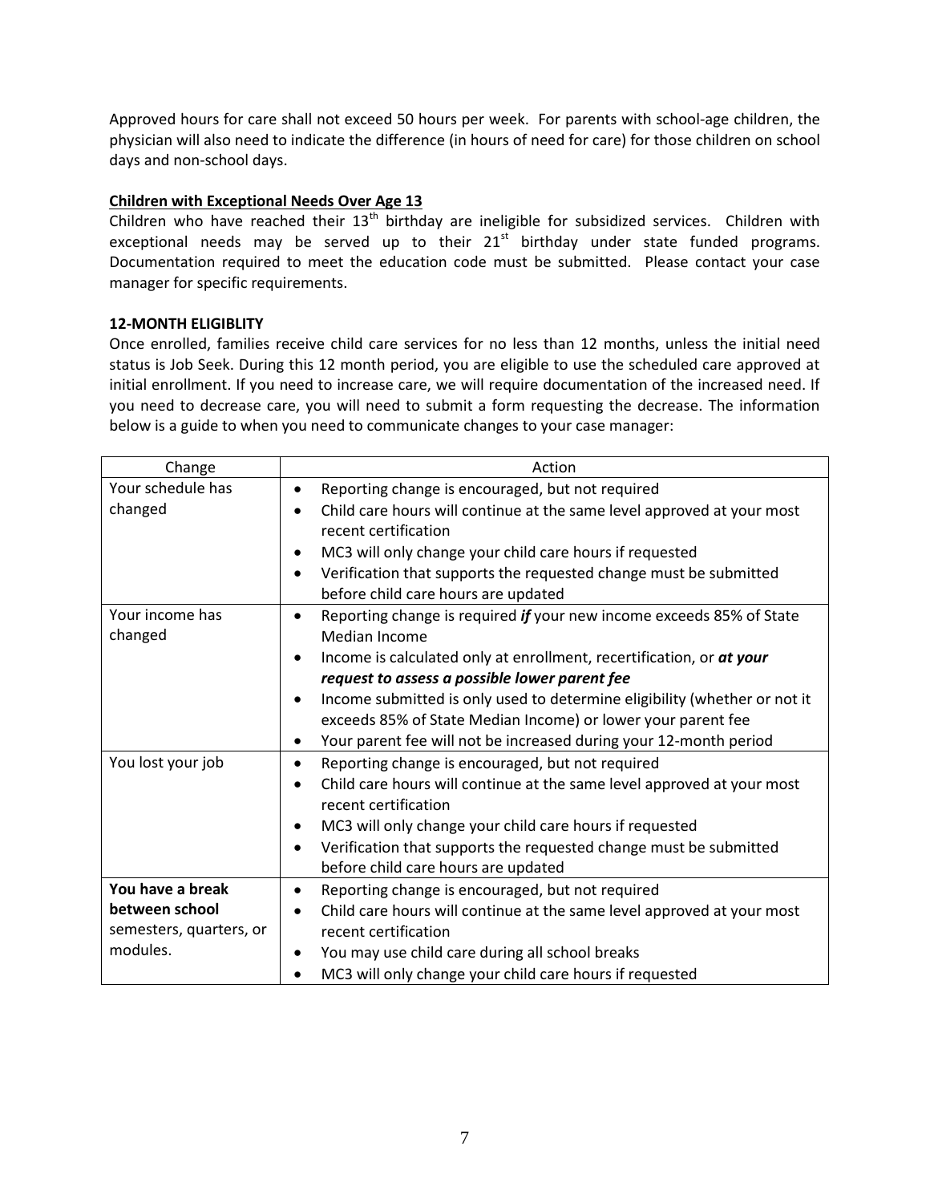Approved hours for care shall not exceed 50 hours per week. For parents with school-age children, the physician will also need to indicate the difference (in hours of need for care) for those children on school days and non-school days.

**Children with Exceptional Needs Over Age 13**

Children who have reached their 13th birthday are ineligible for subsidized services. Children with exceptional needs may be served up to their 21st birthday under state funded programs. Documentation required to meet the education code must be submitted. Please contact your case manager for specific requirements.

**12-MONTH ELIGIBLITY**

Once enrolled, families receive child care services for no less than 12 months, unless the initial need status is Job Seek. During this 12 month period, you are eligible to use the scheduled care approved at initial enrollment. If you need to increase care, we will require documentation of the increased need. If you need to decrease care, you will need to submit a form requesting the decrease. The information below is a guide to when you need to communicate changes to your case manager:

| Change | Action |
|---|---|
| Your schedule has changed | • Reporting change is encouraged, but not required<br>• Child care hours will continue at the same level approved at your most recent certification<br>• MC3 will only change your child care hours if requested<br>• Verification that supports the requested change must be submitted before child care hours are updated |
| Your income has changed | • Reporting change is required ***if*** your new income exceeds 85% of State Median Income<br>• Income is calculated only at enrollment, recertification, or ***at your request to assess a possible lower parent fee***<br>• Income submitted is only used to determine eligibility (whether or not it exceeds 85% of State Median Income) or lower your parent fee<br>• Your parent fee will not be increased during your 12-month period |
| You lost your job | • Reporting change is encouraged, but not required<br>• Child care hours will continue at the same level approved at your most recent certification<br>• MC3 will only change your child care hours if requested<br>• Verification that supports the requested change must be submitted before child care hours are updated |
| **You have a break between school** semesters, quarters, or modules. | • Reporting change is encouraged, but not required<br>• Child care hours will continue at the same level approved at your most recent certification<br>• You may use child care during all school breaks<br>• MC3 will only change your child care hours if requested |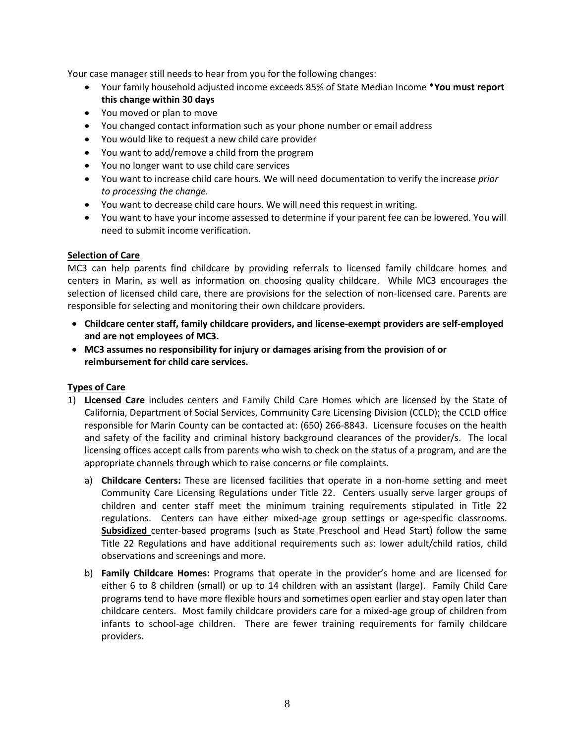Your case manager still needs to hear from you for the following changes:

- Your family household adjusted income exceeds 85% of State Median Income ***You must report this change within 30 days**
- You moved or plan to move
- You changed contact information such as your phone number or email address
- You would like to request a new child care provider
- You want to add/remove a child from the program
- You no longer want to use child care services
- You want to increase child care hours. We will need documentation to verify the increase *prior to processing the change.*
- You want to decrease child care hours. We will need this request in writing.
- You want to have your income assessed to determine if your parent fee can be lowered. You will need to submit income verification.

**Selection of Care**

MC3 can help parents find childcare by providing referrals to licensed family childcare homes and centers in Marin, as well as information on choosing quality childcare. While MC3 encourages the selection of licensed child care, there are provisions for the selection of non-licensed care. Parents are responsible for selecting and monitoring their own childcare providers.

- **Childcare center staff, family childcare providers, and license-exempt providers are self-employed and are not employees of MC3.**
- **MC3 assumes no responsibility for injury or damages arising from the provision of or reimbursement for child care services.**

**Types of Care**

1) **Licensed Care** includes centers and Family Child Care Homes which are licensed by the State of California, Department of Social Services, Community Care Licensing Division (CCLD); the CCLD office responsible for Marin County can be contacted at: (650) 266-8843. Licensure focuses on the health and safety of the facility and criminal history background clearances of the provider/s. The local licensing offices accept calls from parents who wish to check on the status of a program, and are the appropriate channels through which to raise concerns or file complaints.

   a) **Childcare Centers:** These are licensed facilities that operate in a non-home setting and meet Community Care Licensing Regulations under Title 22. Centers usually serve larger groups of children and center staff meet the minimum training requirements stipulated in Title 22 regulations. Centers can have either mixed-age group settings or age-specific classrooms. **Subsidized** center-based programs (such as State Preschool and Head Start) follow the same Title 22 Regulations and have additional requirements such as: lower adult/child ratios, child observations and screenings and more.

   b) **Family Childcare Homes:** Programs that operate in the provider's home and are licensed for either 6 to 8 children (small) or up to 14 children with an assistant (large). Family Child Care programs tend to have more flexible hours and sometimes open earlier and stay open later than childcare centers. Most family childcare providers care for a mixed-age group of children from infants to school-age children. There are fewer training requirements for family childcare providers.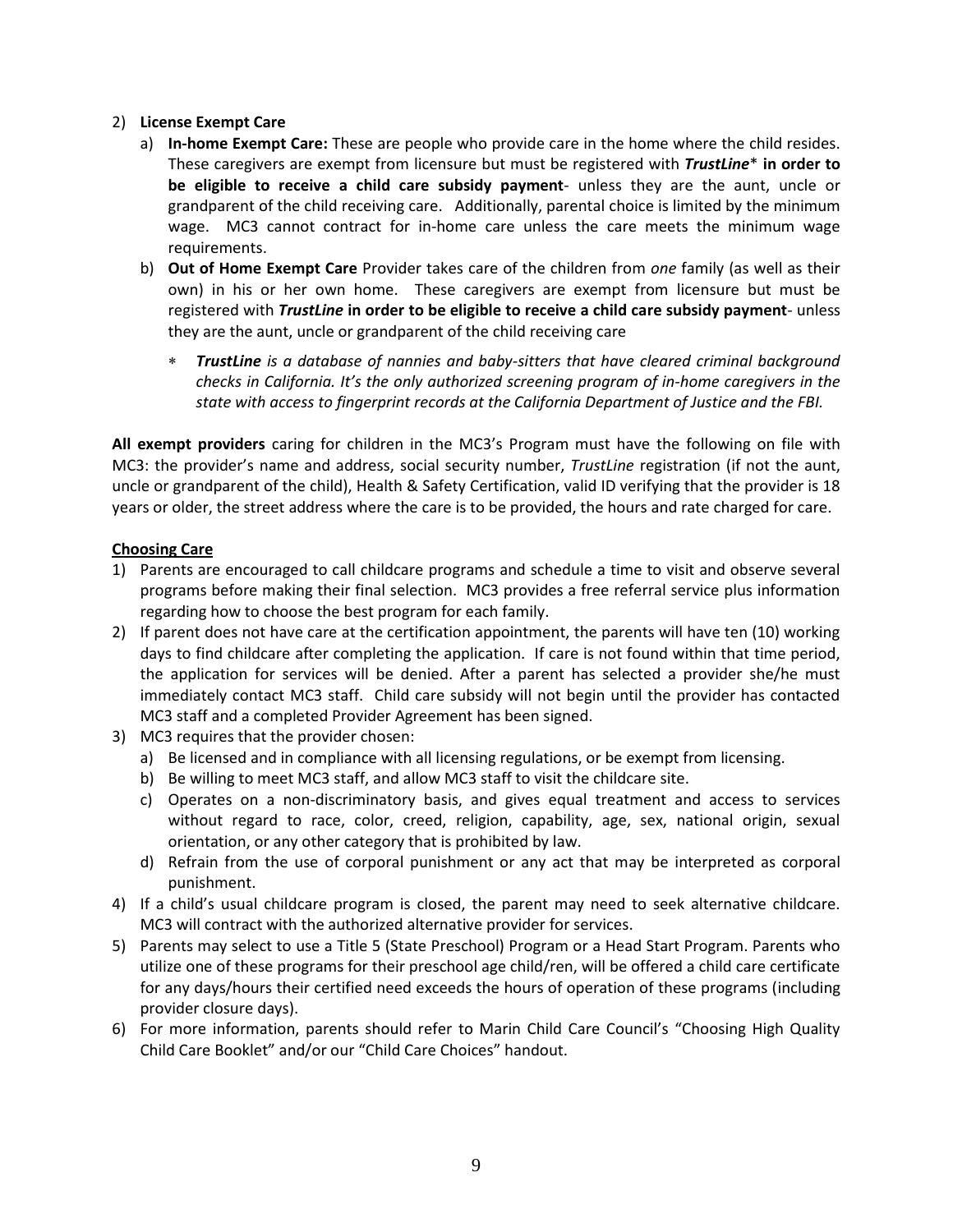2) **License Exempt Care**
   a) **In-home Exempt Care:** These are people who provide care in the home where the child resides. These caregivers are exempt from licensure but must be registered with ***TrustLine**** **in order to be eligible to receive a child care subsidy payment**- unless they are the aunt, uncle or grandparent of the child receiving care. Additionally, parental choice is limited by the minimum wage. MC3 cannot contract for in-home care unless the care meets the minimum wage requirements.
   b) **Out of Home Exempt Care** Provider takes care of the children from *one* family (as well as their own) in his or her own home. These caregivers are exempt from licensure but must be registered with ***TrustLine*** **in order to be eligible to receive a child care subsidy payment**- unless they are the aunt, uncle or grandparent of the child receiving care

      * ***TrustLine*** *is a database of nannies and baby-sitters that have cleared criminal background checks in California. It's the only authorized screening program of in-home caregivers in the state with access to fingerprint records at the California Department of Justice and the FBI.*

**All exempt providers** caring for children in the MC3's Program must have the following on file with MC3: the provider's name and address, social security number, *TrustLine* registration (if not the aunt, uncle or grandparent of the child), Health & Safety Certification, valid ID verifying that the provider is 18 years or older, the street address where the care is to be provided, the hours and rate charged for care.

**Choosing Care**

1) Parents are encouraged to call childcare programs and schedule a time to visit and observe several programs before making their final selection. MC3 provides a free referral service plus information regarding how to choose the best program for each family.
2) If parent does not have care at the certification appointment, the parents will have ten (10) working days to find childcare after completing the application. If care is not found within that time period, the application for services will be denied. After a parent has selected a provider she/he must immediately contact MC3 staff. Child care subsidy will not begin until the provider has contacted MC3 staff and a completed Provider Agreement has been signed.
3) MC3 requires that the provider chosen:
   a) Be licensed and in compliance with all licensing regulations, or be exempt from licensing.
   b) Be willing to meet MC3 staff, and allow MC3 staff to visit the childcare site.
   c) Operates on a non-discriminatory basis, and gives equal treatment and access to services without regard to race, color, creed, religion, capability, age, sex, national origin, sexual orientation, or any other category that is prohibited by law.
   d) Refrain from the use of corporal punishment or any act that may be interpreted as corporal punishment.
4) If a child's usual childcare program is closed, the parent may need to seek alternative childcare. MC3 will contract with the authorized alternative provider for services.
5) Parents may select to use a Title 5 (State Preschool) Program or a Head Start Program. Parents who utilize one of these programs for their preschool age child/ren, will be offered a child care certificate for any days/hours their certified need exceeds the hours of operation of these programs (including provider closure days).
6) For more information, parents should refer to Marin Child Care Council's "Choosing High Quality Child Care Booklet" and/or our "Child Care Choices" handout.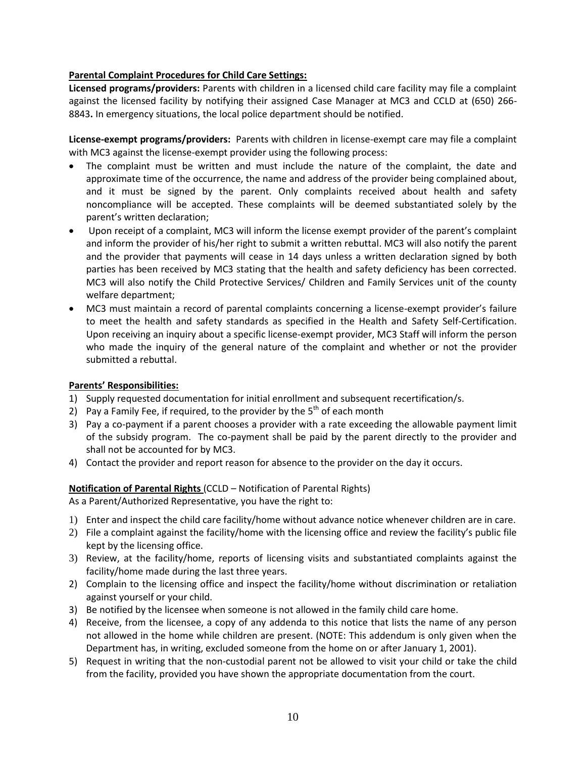**Parental Complaint Procedures for Child Care Settings:**

**Licensed programs/providers:** Parents with children in a licensed child care facility may file a complaint against the licensed facility by notifying their assigned Case Manager at MC3 and CCLD at (650) 266-8843**.** In emergency situations, the local police department should be notified.

**License-exempt programs/providers:** Parents with children in license-exempt care may file a complaint with MC3 against the license-exempt provider using the following process:

- The complaint must be written and must include the nature of the complaint, the date and approximate time of the occurrence, the name and address of the provider being complained about, and it must be signed by the parent. Only complaints received about health and safety noncompliance will be accepted. These complaints will be deemed substantiated solely by the parent's written declaration;
- Upon receipt of a complaint, MC3 will inform the license exempt provider of the parent's complaint and inform the provider of his/her right to submit a written rebuttal. MC3 will also notify the parent and the provider that payments will cease in 14 days unless a written declaration signed by both parties has been received by MC3 stating that the health and safety deficiency has been corrected. MC3 will also notify the Child Protective Services/ Children and Family Services unit of the county welfare department;
- MC3 must maintain a record of parental complaints concerning a license-exempt provider's failure to meet the health and safety standards as specified in the Health and Safety Self-Certification. Upon receiving an inquiry about a specific license-exempt provider, MC3 Staff will inform the person who made the inquiry of the general nature of the complaint and whether or not the provider submitted a rebuttal.

**Parents' Responsibilities:**

1) Supply requested documentation for initial enrollment and subsequent recertification/s.
2) Pay a Family Fee, if required, to the provider by the 5th of each month
3) Pay a co-payment if a parent chooses a provider with a rate exceeding the allowable payment limit of the subsidy program. The co-payment shall be paid by the parent directly to the provider and shall not be accounted for by MC3.
4) Contact the provider and report reason for absence to the provider on the day it occurs.

**Notification of Parental Rights** (CCLD – Notification of Parental Rights)

As a Parent/Authorized Representative, you have the right to:

1) Enter and inspect the child care facility/home without advance notice whenever children are in care.
2) File a complaint against the facility/home with the licensing office and review the facility's public file kept by the licensing office.
3) Review, at the facility/home, reports of licensing visits and substantiated complaints against the facility/home made during the last three years.
2) Complain to the licensing office and inspect the facility/home without discrimination or retaliation against yourself or your child.
3) Be notified by the licensee when someone is not allowed in the family child care home.
4) Receive, from the licensee, a copy of any addenda to this notice that lists the name of any person not allowed in the home while children are present. (NOTE: This addendum is only given when the Department has, in writing, excluded someone from the home on or after January 1, 2001).
5) Request in writing that the non-custodial parent not be allowed to visit your child or take the child from the facility, provided you have shown the appropriate documentation from the court.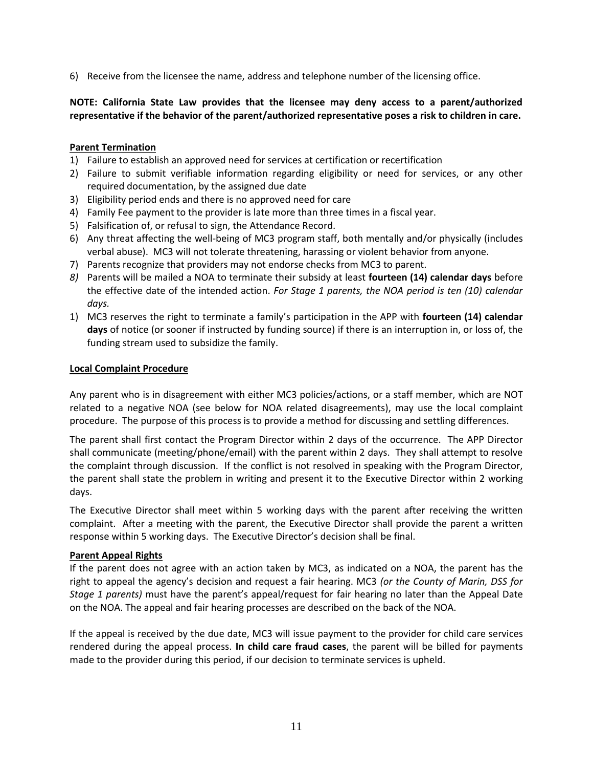6) Receive from the licensee the name, address and telephone number of the licensing office.

**NOTE: California State Law provides that the licensee may deny access to a parent/authorized representative if the behavior of the parent/authorized representative poses a risk to children in care.**

**Parent Termination**

1) Failure to establish an approved need for services at certification or recertification
2) Failure to submit verifiable information regarding eligibility or need for services, or any other required documentation, by the assigned due date
3) Eligibility period ends and there is no approved need for care
4) Family Fee payment to the provider is late more than three times in a fiscal year.
5) Falsification of, or refusal to sign, the Attendance Record.
6) Any threat affecting the well-being of MC3 program staff, both mentally and/or physically (includes verbal abuse). MC3 will not tolerate threatening, harassing or violent behavior from anyone.
7) Parents recognize that providers may not endorse checks from MC3 to parent.
*8)* Parents will be mailed a NOA to terminate their subsidy at least **fourteen (14) calendar days** before the effective date of the intended action. *For Stage 1 parents, the NOA period is ten (10) calendar days.*
1) MC3 reserves the right to terminate a family's participation in the APP with **fourteen (14) calendar days** of notice (or sooner if instructed by funding source) if there is an interruption in, or loss of, the funding stream used to subsidize the family.

**Local Complaint Procedure**

Any parent who is in disagreement with either MC3 policies/actions, or a staff member, which are NOT related to a negative NOA (see below for NOA related disagreements), may use the local complaint procedure. The purpose of this process is to provide a method for discussing and settling differences.

The parent shall first contact the Program Director within 2 days of the occurrence. The APP Director shall communicate (meeting/phone/email) with the parent within 2 days. They shall attempt to resolve the complaint through discussion. If the conflict is not resolved in speaking with the Program Director, the parent shall state the problem in writing and present it to the Executive Director within 2 working days.

The Executive Director shall meet within 5 working days with the parent after receiving the written complaint. After a meeting with the parent, the Executive Director shall provide the parent a written response within 5 working days. The Executive Director's decision shall be final.

**Parent Appeal Rights**

If the parent does not agree with an action taken by MC3, as indicated on a NOA, the parent has the right to appeal the agency's decision and request a fair hearing. MC3 *(or the County of Marin, DSS for Stage 1 parents)* must have the parent's appeal/request for fair hearing no later than the Appeal Date on the NOA. The appeal and fair hearing processes are described on the back of the NOA.

If the appeal is received by the due date, MC3 will issue payment to the provider for child care services rendered during the appeal process. **In child care fraud cases**, the parent will be billed for payments made to the provider during this period, if our decision to terminate services is upheld.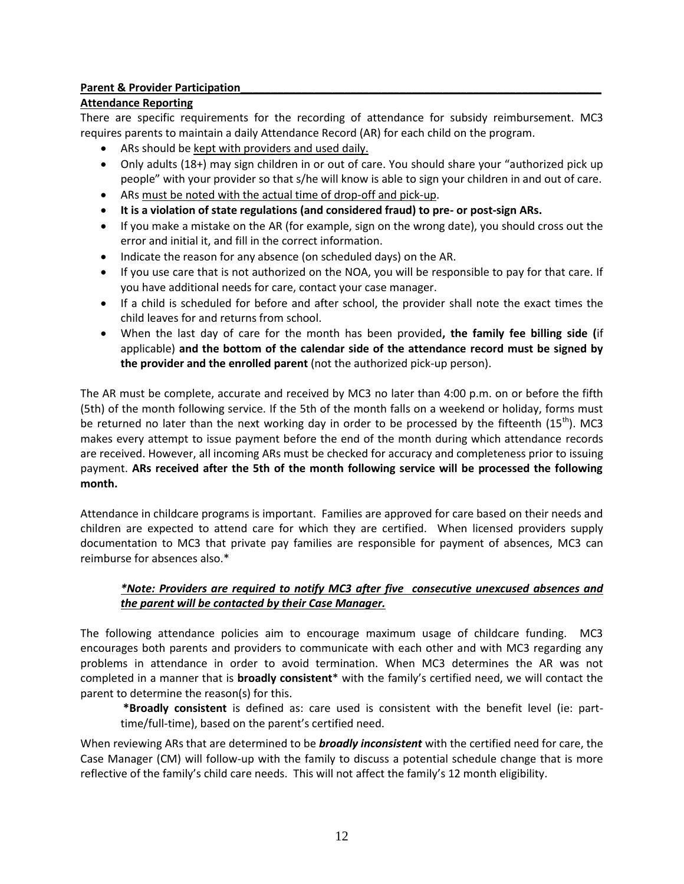**Parent & Provider Participation**

**Attendance Reporting**

There are specific requirements for the recording of attendance for subsidy reimbursement. MC3 requires parents to maintain a daily Attendance Record (AR) for each child on the program.

- ARs should be kept with providers and used daily.
- Only adults (18+) may sign children in or out of care. You should share your "authorized pick up people" with your provider so that s/he will know is able to sign your children in and out of care.
- ARs must be noted with the actual time of drop-off and pick-up.
- **It is a violation of state regulations (and considered fraud) to pre- or post-sign ARs.**
- If you make a mistake on the AR (for example, sign on the wrong date), you should cross out the error and initial it, and fill in the correct information.
- Indicate the reason for any absence (on scheduled days) on the AR.
- If you use care that is not authorized on the NOA, you will be responsible to pay for that care. If you have additional needs for care, contact your case manager.
- If a child is scheduled for before and after school, the provider shall note the exact times the child leaves for and returns from school.
- When the last day of care for the month has been provided**, the family fee billing side (**if applicable) **and the bottom of the calendar side of the attendance record must be signed by the provider and the enrolled parent** (not the authorized pick-up person).

The AR must be complete, accurate and received by MC3 no later than 4:00 p.m. on or before the fifth (5th) of the month following service. If the 5th of the month falls on a weekend or holiday, forms must be returned no later than the next working day in order to be processed by the fifteenth (15th). MC3 makes every attempt to issue payment before the end of the month during which attendance records are received. However, all incoming ARs must be checked for accuracy and completeness prior to issuing payment. **ARs received after the 5th of the month following service will be processed the following month.**

Attendance in childcare programs is important. Families are approved for care based on their needs and children are expected to attend care for which they are certified. When licensed providers supply documentation to MC3 that private pay families are responsible for payment of absences, MC3 can reimburse for absences also.*

> ***Note: Providers are required to notify MC3 after five consecutive unexcused absences and the parent will be contacted by their Case Manager.***

The following attendance policies aim to encourage maximum usage of childcare funding. MC3 encourages both parents and providers to communicate with each other and with MC3 regarding any problems in attendance in order to avoid termination. When MC3 determines the AR was not completed in a manner that is **broadly consistent*** with the family's certified need, we will contact the parent to determine the reason(s) for this.

> ***Broadly consistent** is defined as: care used is consistent with the benefit level (ie: part-time/full-time), based on the parent's certified need.

When reviewing ARs that are determined to be ***broadly inconsistent*** with the certified need for care, the Case Manager (CM) will follow-up with the family to discuss a potential schedule change that is more reflective of the family's child care needs. This will not affect the family's 12 month eligibility.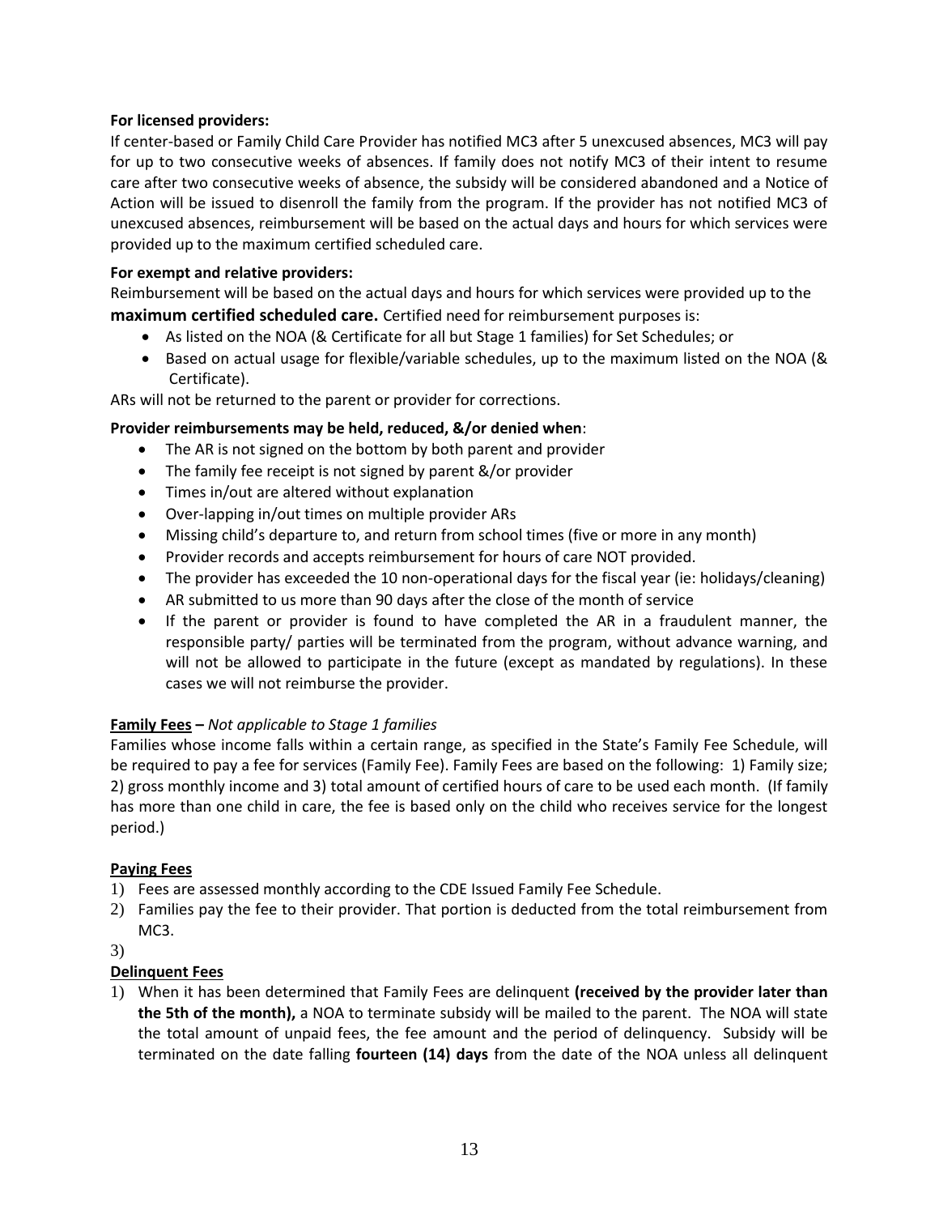**For licensed providers:**

If center-based or Family Child Care Provider has notified MC3 after 5 unexcused absences, MC3 will pay for up to two consecutive weeks of absences. If family does not notify MC3 of their intent to resume care after two consecutive weeks of absence, the subsidy will be considered abandoned and a Notice of Action will be issued to disenroll the family from the program. If the provider has not notified MC3 of unexcused absences, reimbursement will be based on the actual days and hours for which services were provided up to the maximum certified scheduled care.

**For exempt and relative providers:**

Reimbursement will be based on the actual days and hours for which services were provided up to the **maximum certified scheduled care.** Certified need for reimbursement purposes is:

- As listed on the NOA (& Certificate for all but Stage 1 families) for Set Schedules; or
- Based on actual usage for flexible/variable schedules, up to the maximum listed on the NOA (& Certificate).

ARs will not be returned to the parent or provider for corrections.

**Provider reimbursements may be held, reduced, &/or denied when**:

- The AR is not signed on the bottom by both parent and provider
- The family fee receipt is not signed by parent &/or provider
- Times in/out are altered without explanation
- Over-lapping in/out times on multiple provider ARs
- Missing child's departure to, and return from school times (five or more in any month)
- Provider records and accepts reimbursement for hours of care NOT provided.
- The provider has exceeded the 10 non-operational days for the fiscal year (ie: holidays/cleaning)
- AR submitted to us more than 90 days after the close of the month of service
- If the parent or provider is found to have completed the AR in a fraudulent manner, the responsible party/ parties will be terminated from the program, without advance warning, and will not be allowed to participate in the future (except as mandated by regulations). In these cases we will not reimburse the provider.

**Family Fees** – *Not applicable to Stage 1 families*

Families whose income falls within a certain range, as specified in the State's Family Fee Schedule, will be required to pay a fee for services (Family Fee). Family Fees are based on the following: 1) Family size; 2) gross monthly income and 3) total amount of certified hours of care to be used each month. (If family has more than one child in care, the fee is based only on the child who receives service for the longest period.)

**Paying Fees**

1) Fees are assessed monthly according to the CDE Issued Family Fee Schedule.
2) Families pay the fee to their provider. That portion is deducted from the total reimbursement from MC3.
3)

**Delinquent Fees**

1) When it has been determined that Family Fees are delinquent **(received by the provider later than the 5th of the month),** a NOA to terminate subsidy will be mailed to the parent. The NOA will state the total amount of unpaid fees, the fee amount and the period of delinquency. Subsidy will be terminated on the date falling **fourteen (14) days** from the date of the NOA unless all delinquent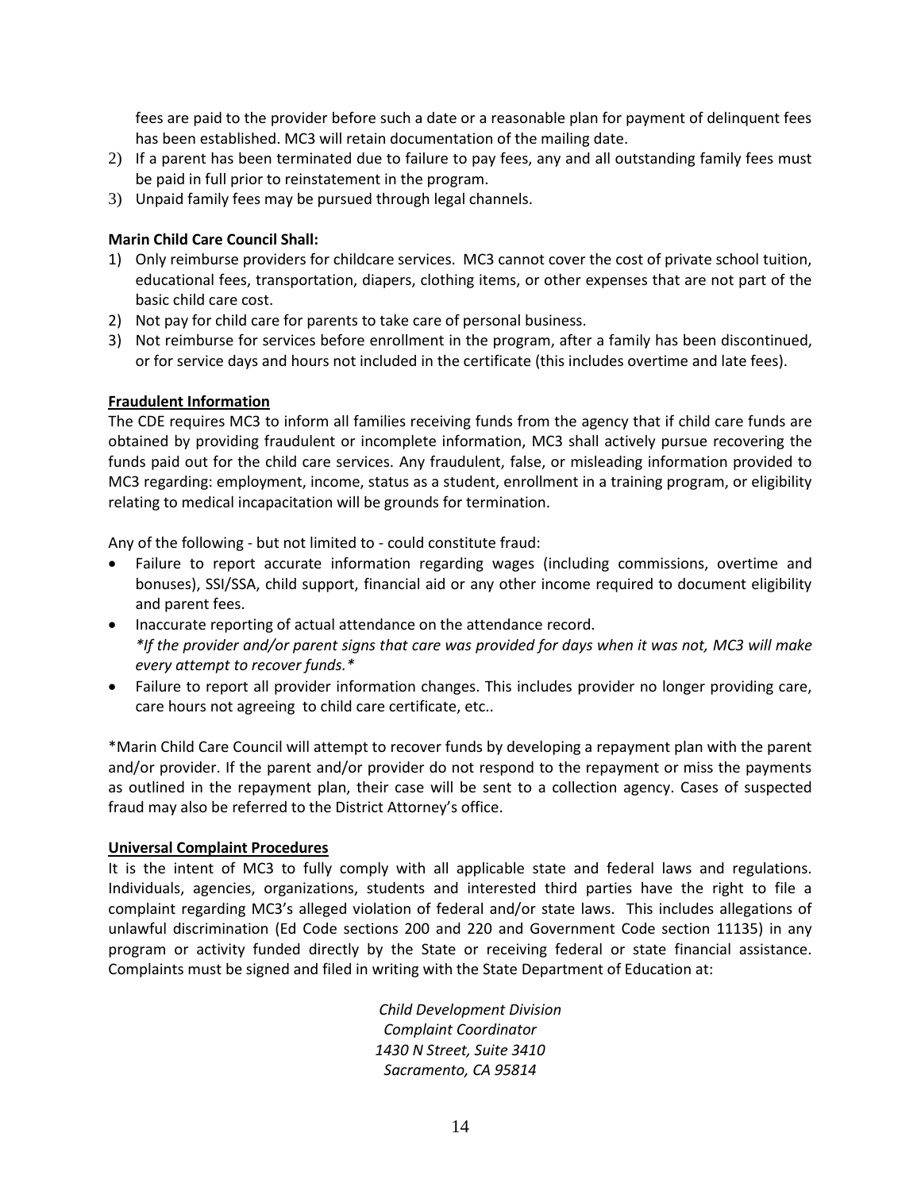fees are paid to the provider before such a date or a reasonable plan for payment of delinquent fees has been established. MC3 will retain documentation of the mailing date.

2) If a parent has been terminated due to failure to pay fees, any and all outstanding family fees must be paid in full prior to reinstatement in the program.
3) Unpaid family fees may be pursued through legal channels.

**Marin Child Care Council Shall:**

1) Only reimburse providers for childcare services. MC3 cannot cover the cost of private school tuition, educational fees, transportation, diapers, clothing items, or other expenses that are not part of the basic child care cost.
2) Not pay for child care for parents to take care of personal business.
3) Not reimburse for services before enrollment in the program, after a family has been discontinued, or for service days and hours not included in the certificate (this includes overtime and late fees).

**Fraudulent Information**

The CDE requires MC3 to inform all families receiving funds from the agency that if child care funds are obtained by providing fraudulent or incomplete information, MC3 shall actively pursue recovering the funds paid out for the child care services. Any fraudulent, false, or misleading information provided to MC3 regarding: employment, income, status as a student, enrollment in a training program, or eligibility relating to medical incapacitation will be grounds for termination.

Any of the following - but not limited to - could constitute fraud:

- Failure to report accurate information regarding wages (including commissions, overtime and bonuses), SSI/SSA, child support, financial aid or any other income required to document eligibility and parent fees.
- Inaccurate reporting of actual attendance on the attendance record.
  *\*If the provider and/or parent signs that care was provided for days when it was not, MC3 will make every attempt to recover funds.\**
- Failure to report all provider information changes. This includes provider no longer providing care, care hours not agreeing to child care certificate, etc..

*Marin Child Care Council will attempt to recover funds by developing a repayment plan with the parent and/or provider. If the parent and/or provider do not respond to the repayment or miss the payments as outlined in the repayment plan, their case will be sent to a collection agency. Cases of suspected fraud may also be referred to the District Attorney's office.

**Universal Complaint Procedures**

It is the intent of MC3 to fully comply with all applicable state and federal laws and regulations. Individuals, agencies, organizations, students and interested third parties have the right to file a complaint regarding MC3's alleged violation of federal and/or state laws. This includes allegations of unlawful discrimination (Ed Code sections 200 and 220 and Government Code section 11135) in any program or activity funded directly by the State or receiving federal or state financial assistance. Complaints must be signed and filed in writing with the State Department of Education at:

*Child Development Division*
*Complaint Coordinator*
*1430 N Street, Suite 3410*
*Sacramento, CA 95814*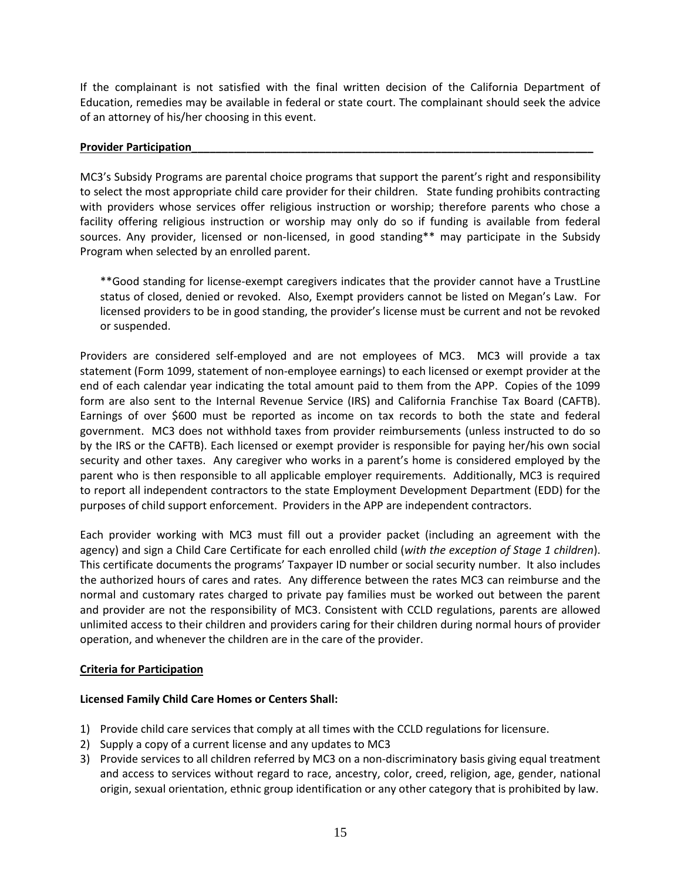If the complainant is not satisfied with the final written decision of the California Department of Education, remedies may be available in federal or state court. The complainant should seek the advice of an attorney of his/her choosing in this event.

**Provider Participation**

MC3's Subsidy Programs are parental choice programs that support the parent's right and responsibility to select the most appropriate child care provider for their children. State funding prohibits contracting with providers whose services offer religious instruction or worship; therefore parents who chose a facility offering religious instruction or worship may only do so if funding is available from federal sources. Any provider, licensed or non-licensed, in good standing** may participate in the Subsidy Program when selected by an enrolled parent.

> **Good standing for license-exempt caregivers indicates that the provider cannot have a TrustLine status of closed, denied or revoked. Also, Exempt providers cannot be listed on Megan's Law. For licensed providers to be in good standing, the provider's license must be current and not be revoked or suspended.

Providers are considered self-employed and are not employees of MC3. MC3 will provide a tax statement (Form 1099, statement of non-employee earnings) to each licensed or exempt provider at the end of each calendar year indicating the total amount paid to them from the APP. Copies of the 1099 form are also sent to the Internal Revenue Service (IRS) and California Franchise Tax Board (CAFTB). Earnings of over $600 must be reported as income on tax records to both the state and federal government. MC3 does not withhold taxes from provider reimbursements (unless instructed to do so by the IRS or the CAFTB). Each licensed or exempt provider is responsible for paying her/his own social security and other taxes. Any caregiver who works in a parent's home is considered employed by the parent who is then responsible to all applicable employer requirements. Additionally, MC3 is required to report all independent contractors to the state Employment Development Department (EDD) for the purposes of child support enforcement. Providers in the APP are independent contractors.

Each provider working with MC3 must fill out a provider packet (including an agreement with the agency) and sign a Child Care Certificate for each enrolled child (*with the exception of Stage 1 children*). This certificate documents the programs' Taxpayer ID number or social security number. It also includes the authorized hours of cares and rates. Any difference between the rates MC3 can reimburse and the normal and customary rates charged to private pay families must be worked out between the parent and provider are not the responsibility of MC3. Consistent with CCLD regulations, parents are allowed unlimited access to their children and providers caring for their children during normal hours of provider operation, and whenever the children are in the care of the provider.

**Criteria for Participation**

**Licensed Family Child Care Homes or Centers Shall:**

1) Provide child care services that comply at all times with the CCLD regulations for licensure.
2) Supply a copy of a current license and any updates to MC3
3) Provide services to all children referred by MC3 on a non-discriminatory basis giving equal treatment and access to services without regard to race, ancestry, color, creed, religion, age, gender, national origin, sexual orientation, ethnic group identification or any other category that is prohibited by law.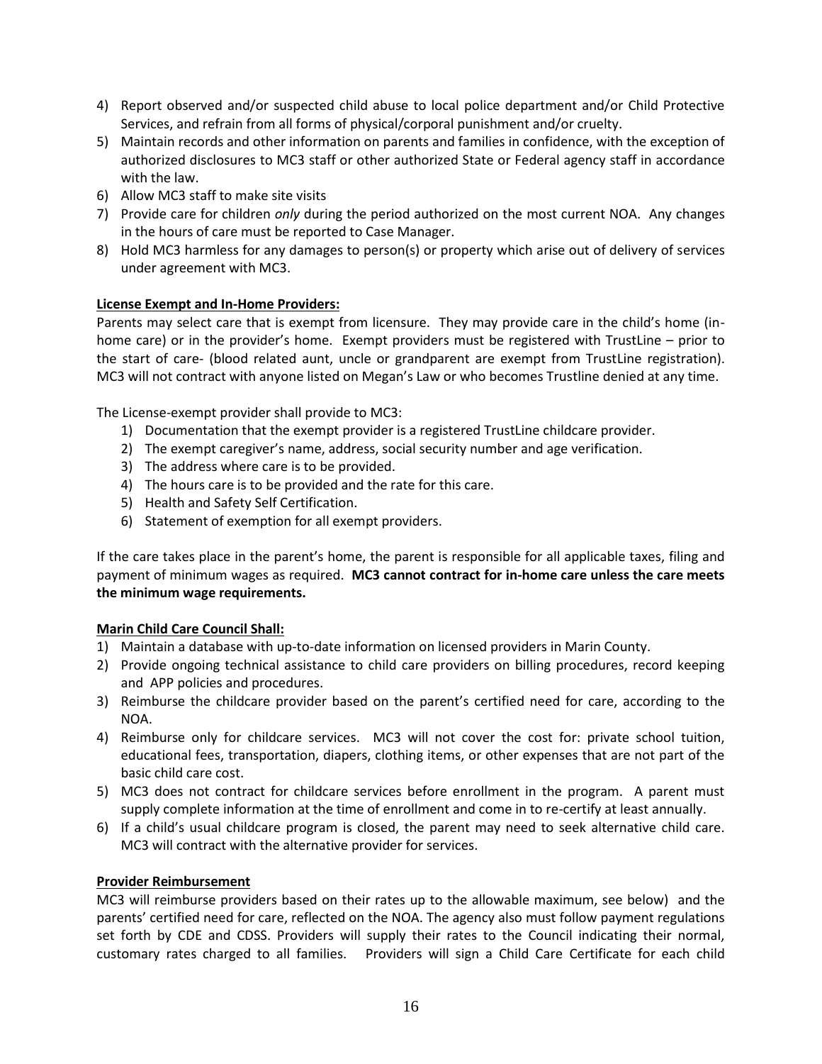4) Report observed and/or suspected child abuse to local police department and/or Child Protective Services, and refrain from all forms of physical/corporal punishment and/or cruelty.
5) Maintain records and other information on parents and families in confidence, with the exception of authorized disclosures to MC3 staff or other authorized State or Federal agency staff in accordance with the law.
6) Allow MC3 staff to make site visits
7) Provide care for children *only* during the period authorized on the most current NOA. Any changes in the hours of care must be reported to Case Manager.
8) Hold MC3 harmless for any damages to person(s) or property which arise out of delivery of services under agreement with MC3.

**License Exempt and In-Home Providers:**

Parents may select care that is exempt from licensure. They may provide care in the child's home (in-home care) or in the provider's home. Exempt providers must be registered with TrustLine – prior to the start of care- (blood related aunt, uncle or grandparent are exempt from TrustLine registration). MC3 will not contract with anyone listed on Megan's Law or who becomes Trustline denied at any time.

The License-exempt provider shall provide to MC3:

1) Documentation that the exempt provider is a registered TrustLine childcare provider.
2) The exempt caregiver's name, address, social security number and age verification.
3) The address where care is to be provided.
4) The hours care is to be provided and the rate for this care.
5) Health and Safety Self Certification.
6) Statement of exemption for all exempt providers.

If the care takes place in the parent's home, the parent is responsible for all applicable taxes, filing and payment of minimum wages as required. **MC3 cannot contract for in-home care unless the care meets the minimum wage requirements.**

**Marin Child Care Council Shall:**

1) Maintain a database with up-to-date information on licensed providers in Marin County.
2) Provide ongoing technical assistance to child care providers on billing procedures, record keeping and APP policies and procedures.
3) Reimburse the childcare provider based on the parent's certified need for care, according to the NOA.
4) Reimburse only for childcare services. MC3 will not cover the cost for: private school tuition, educational fees, transportation, diapers, clothing items, or other expenses that are not part of the basic child care cost.
5) MC3 does not contract for childcare services before enrollment in the program. A parent must supply complete information at the time of enrollment and come in to re-certify at least annually.
6) If a child's usual childcare program is closed, the parent may need to seek alternative child care. MC3 will contract with the alternative provider for services.

**Provider Reimbursement**

MC3 will reimburse providers based on their rates up to the allowable maximum, see below) and the parents' certified need for care, reflected on the NOA. The agency also must follow payment regulations set forth by CDE and CDSS. Providers will supply their rates to the Council indicating their normal, customary rates charged to all families. Providers will sign a Child Care Certificate for each child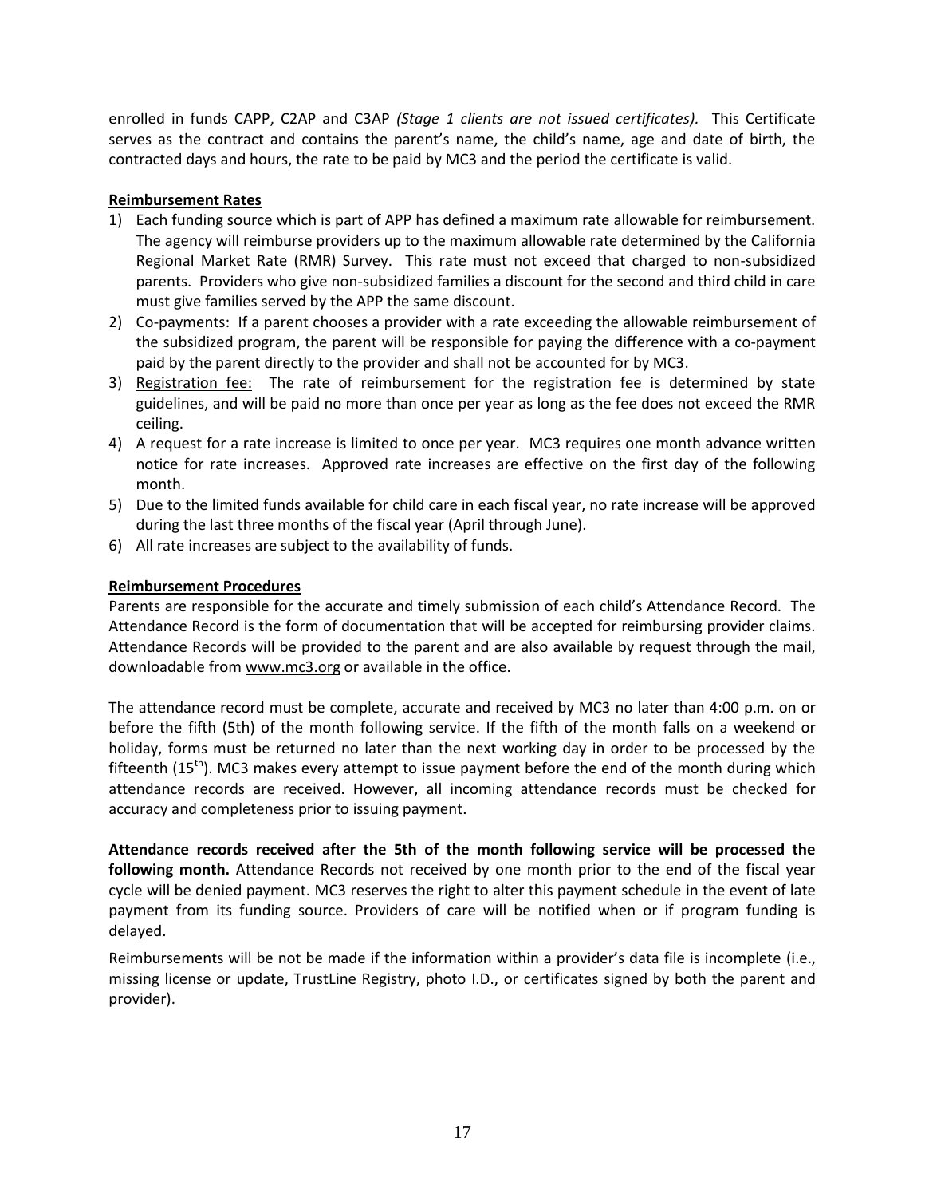enrolled in funds CAPP, C2AP and C3AP *(Stage 1 clients are not issued certificates).* This Certificate serves as the contract and contains the parent's name, the child's name, age and date of birth, the contracted days and hours, the rate to be paid by MC3 and the period the certificate is valid.

**Reimbursement Rates**

1) Each funding source which is part of APP has defined a maximum rate allowable for reimbursement. The agency will reimburse providers up to the maximum allowable rate determined by the California Regional Market Rate (RMR) Survey. This rate must not exceed that charged to non-subsidized parents. Providers who give non-subsidized families a discount for the second and third child in care must give families served by the APP the same discount.
2) Co-payments: If a parent chooses a provider with a rate exceeding the allowable reimbursement of the subsidized program, the parent will be responsible for paying the difference with a co-payment paid by the parent directly to the provider and shall not be accounted for by MC3.
3) Registration fee: The rate of reimbursement for the registration fee is determined by state guidelines, and will be paid no more than once per year as long as the fee does not exceed the RMR ceiling.
4) A request for a rate increase is limited to once per year. MC3 requires one month advance written notice for rate increases. Approved rate increases are effective on the first day of the following month.
5) Due to the limited funds available for child care in each fiscal year, no rate increase will be approved during the last three months of the fiscal year (April through June).
6) All rate increases are subject to the availability of funds.

**Reimbursement Procedures**

Parents are responsible for the accurate and timely submission of each child's Attendance Record. The Attendance Record is the form of documentation that will be accepted for reimbursing provider claims. Attendance Records will be provided to the parent and are also available by request through the mail, downloadable from www.mc3.org or available in the office.

The attendance record must be complete, accurate and received by MC3 no later than 4:00 p.m. on or before the fifth (5th) of the month following service. If the fifth of the month falls on a weekend or holiday, forms must be returned no later than the next working day in order to be processed by the fifteenth (15th). MC3 makes every attempt to issue payment before the end of the month during which attendance records are received. However, all incoming attendance records must be checked for accuracy and completeness prior to issuing payment.

**Attendance records received after the 5th of the month following service will be processed the following month.** Attendance Records not received by one month prior to the end of the fiscal year cycle will be denied payment. MC3 reserves the right to alter this payment schedule in the event of late payment from its funding source. Providers of care will be notified when or if program funding is delayed.

Reimbursements will be not be made if the information within a provider's data file is incomplete (i.e., missing license or update, TrustLine Registry, photo I.D., or certificates signed by both the parent and provider).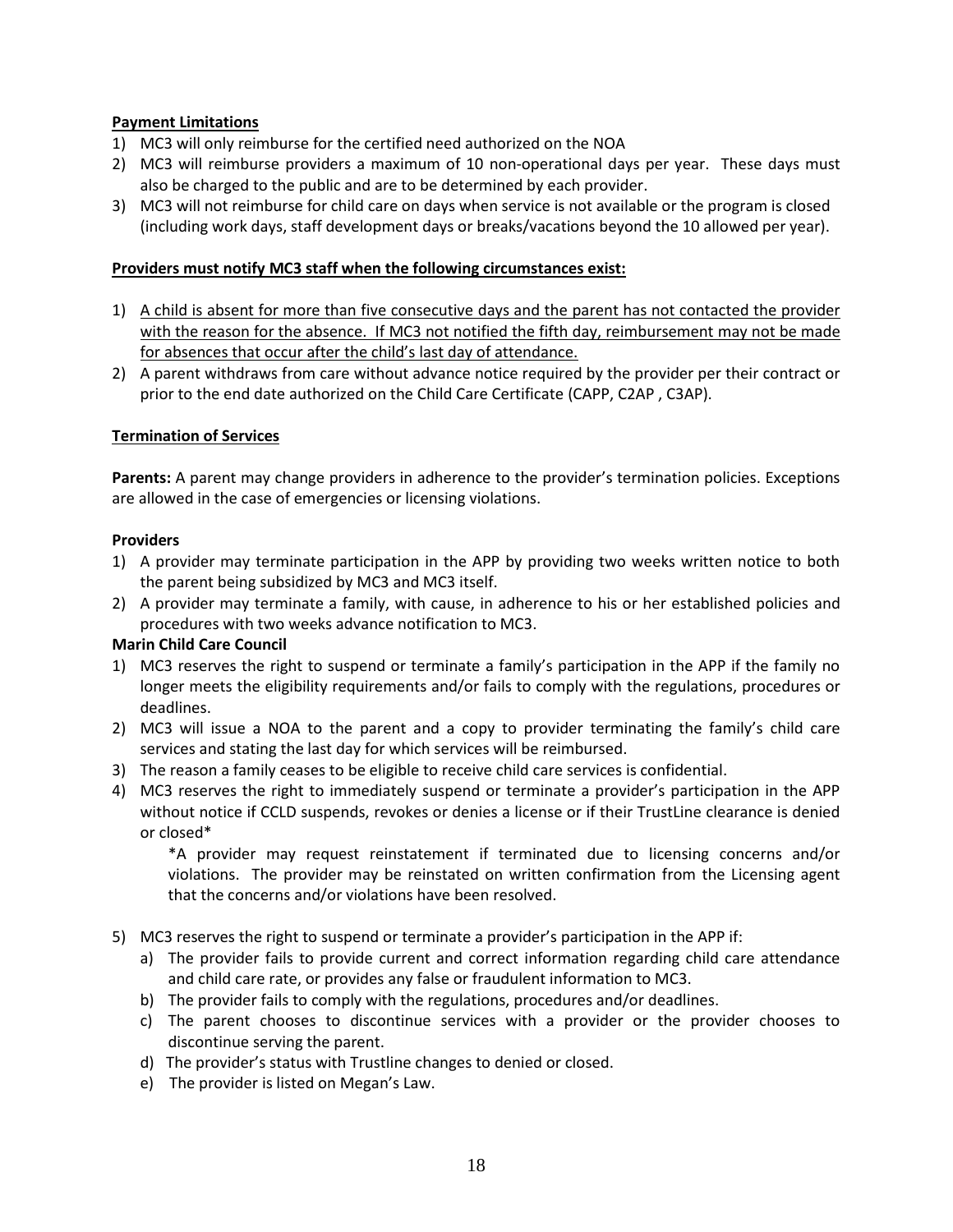**Payment Limitations**

1) MC3 will only reimburse for the certified need authorized on the NOA
2) MC3 will reimburse providers a maximum of 10 non-operational days per year. These days must also be charged to the public and are to be determined by each provider.
3) MC3 will not reimburse for child care on days when service is not available or the program is closed (including work days, staff development days or breaks/vacations beyond the 10 allowed per year).

**Providers must notify MC3 staff when the following circumstances exist:**

1) A child is absent for more than five consecutive days and the parent has not contacted the provider with the reason for the absence. If MC3 not notified the fifth day, reimbursement may not be made for absences that occur after the child's last day of attendance.
2) A parent withdraws from care without advance notice required by the provider per their contract or prior to the end date authorized on the Child Care Certificate (CAPP, C2AP , C3AP).

**Termination of Services**

**Parents:** A parent may change providers in adherence to the provider's termination policies. Exceptions are allowed in the case of emergencies or licensing violations.

**Providers**

1) A provider may terminate participation in the APP by providing two weeks written notice to both the parent being subsidized by MC3 and MC3 itself.
2) A provider may terminate a family, with cause, in adherence to his or her established policies and procedures with two weeks advance notification to MC3.

**Marin Child Care Council**

1) MC3 reserves the right to suspend or terminate a family's participation in the APP if the family no longer meets the eligibility requirements and/or fails to comply with the regulations, procedures or deadlines.
2) MC3 will issue a NOA to the parent and a copy to provider terminating the family's child care services and stating the last day for which services will be reimbursed.
3) The reason a family ceases to be eligible to receive child care services is confidential.
4) MC3 reserves the right to immediately suspend or terminate a provider's participation in the APP without notice if CCLD suspends, revokes or denies a license or if their TrustLine clearance is denied or closed*

   *A provider may request reinstatement if terminated due to licensing concerns and/or violations. The provider may be reinstated on written confirmation from the Licensing agent that the concerns and/or violations have been resolved.

5) MC3 reserves the right to suspend or terminate a provider's participation in the APP if:
   a) The provider fails to provide current and correct information regarding child care attendance and child care rate, or provides any false or fraudulent information to MC3.
   b) The provider fails to comply with the regulations, procedures and/or deadlines.
   c) The parent chooses to discontinue services with a provider or the provider chooses to discontinue serving the parent.
   d) The provider's status with Trustline changes to denied or closed.
   e) The provider is listed on Megan's Law.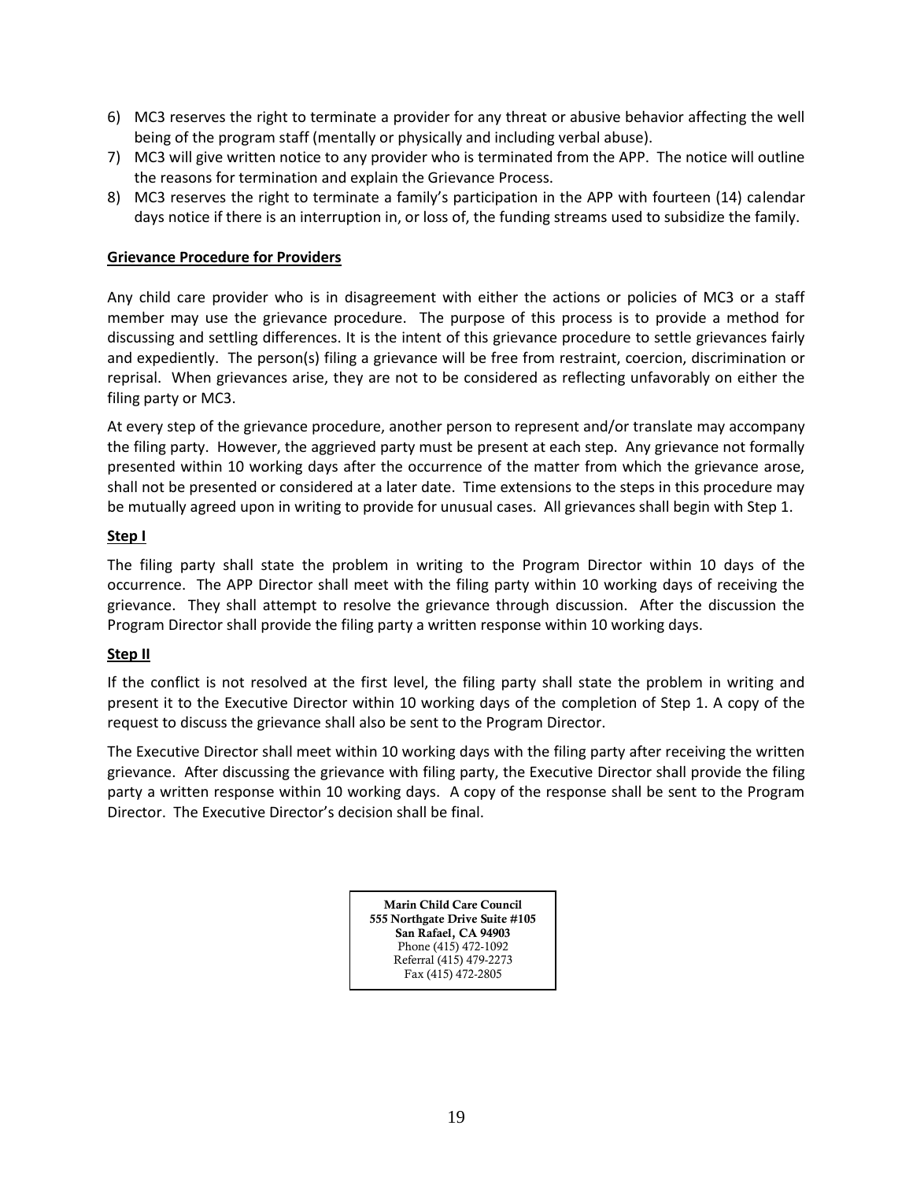6) MC3 reserves the right to terminate a provider for any threat or abusive behavior affecting the well being of the program staff (mentally or physically and including verbal abuse).
7) MC3 will give written notice to any provider who is terminated from the APP. The notice will outline the reasons for termination and explain the Grievance Process.
8) MC3 reserves the right to terminate a family's participation in the APP with fourteen (14) calendar days notice if there is an interruption in, or loss of, the funding streams used to subsidize the family.

**Grievance Procedure for Providers**

Any child care provider who is in disagreement with either the actions or policies of MC3 or a staff member may use the grievance procedure. The purpose of this process is to provide a method for discussing and settling differences. It is the intent of this grievance procedure to settle grievances fairly and expediently. The person(s) filing a grievance will be free from restraint, coercion, discrimination or reprisal. When grievances arise, they are not to be considered as reflecting unfavorably on either the filing party or MC3.

At every step of the grievance procedure, another person to represent and/or translate may accompany the filing party. However, the aggrieved party must be present at each step. Any grievance not formally presented within 10 working days after the occurrence of the matter from which the grievance arose, shall not be presented or considered at a later date. Time extensions to the steps in this procedure may be mutually agreed upon in writing to provide for unusual cases. All grievances shall begin with Step 1.

**Step I**

The filing party shall state the problem in writing to the Program Director within 10 days of the occurrence. The APP Director shall meet with the filing party within 10 working days of receiving the grievance. They shall attempt to resolve the grievance through discussion. After the discussion the Program Director shall provide the filing party a written response within 10 working days.

**Step II**

If the conflict is not resolved at the first level, the filing party shall state the problem in writing and present it to the Executive Director within 10 working days of the completion of Step 1. A copy of the request to discuss the grievance shall also be sent to the Program Director.

The Executive Director shall meet within 10 working days with the filing party after receiving the written grievance. After discussing the grievance with filing party, the Executive Director shall provide the filing party a written response within 10 working days. A copy of the response shall be sent to the Program Director. The Executive Director's decision shall be final.

**Marin Child Care Council**
**555 Northgate Drive Suite #105**
**San Rafael, CA 94903**
Phone (415) 472-1092
Referral (415) 479-2273
Fax (415) 472-2805